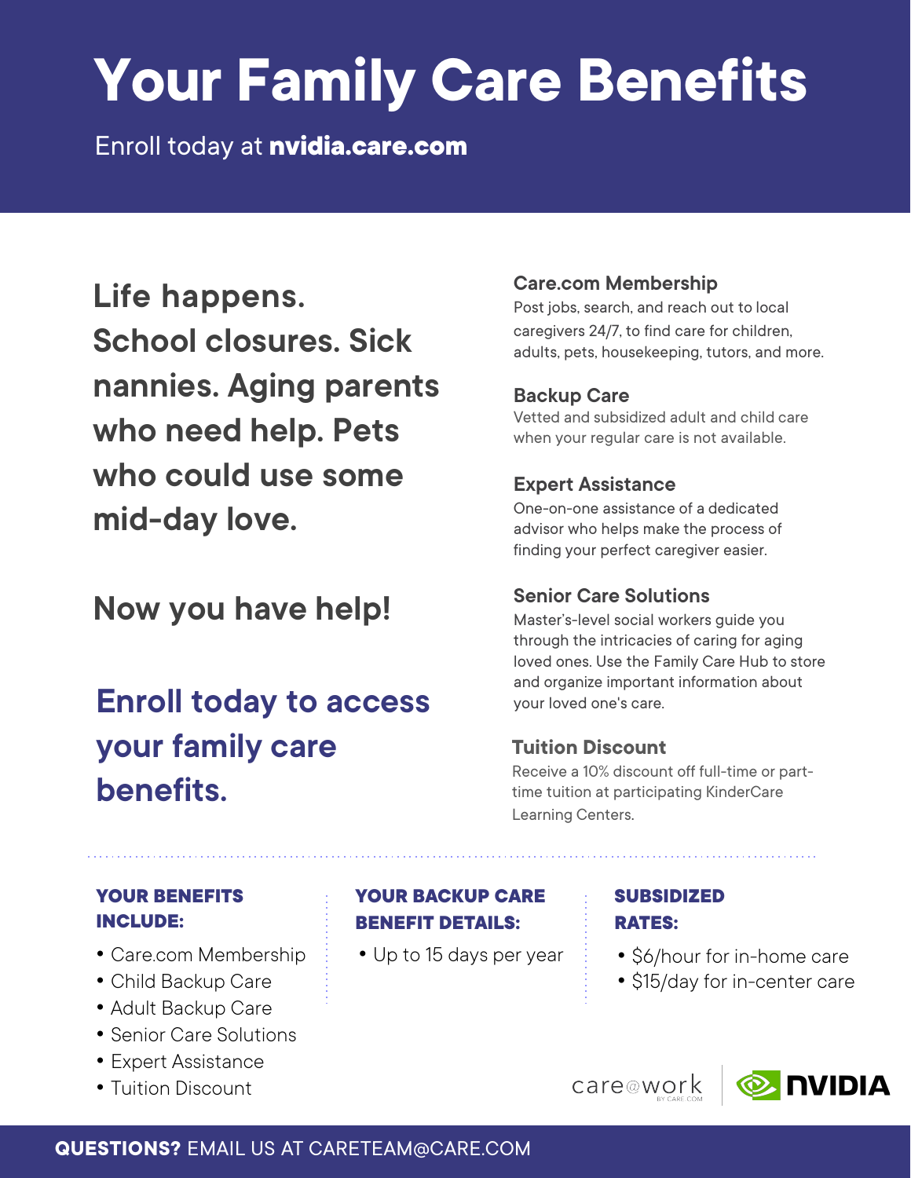# Your Family Care Benefits

Enroll today at **nvidia.care.com**

## Life happens. School closures. Sick nannies. Aging parents who need help. Pets who could use some mid-day love.

## Now you have help!

## Enroll today to access your family care benefits.

### Care.com Membership

Post jobs, search, and reach out to local caregivers 24/7, to find care for children, adults, pets, housekeeping, tutors, and more.

### Backup Care

Vetted and subsidized adult and child care when your regular care is not available.

### Expert Assistance

One-on-one assistance of a dedicated advisor who helps make the process of finding your perfect caregiver easier.

### Senior Care Solutions

Master's-level social workers guide you through the intricacies of caring for aging loved ones. Use the Family Care Hub to store and organize important information about your loved one's care.

### Tuition Discount

Receive a 10% discount off full-time or part-time tuition at participating KinderCare Learning Centers.

---

**YOUR BENEFITS INCLUDE:**

- Care.com Membership
- Child Backup Care
- Adult Backup Care
- Senior Care Solutions
- Expert Assistance
- Tuition Discount

**YOUR BACKUP CARE BENEFIT DETAILS:**

- Up to 15 days per year

**SUBSIDIZED RATES:**

- $6/hour for in-home care
- $15/day for in-center care

care@work BY CARE.COM | NVIDIA

**QUESTIONS?** EMAIL US AT CARETEAM@CARE.COM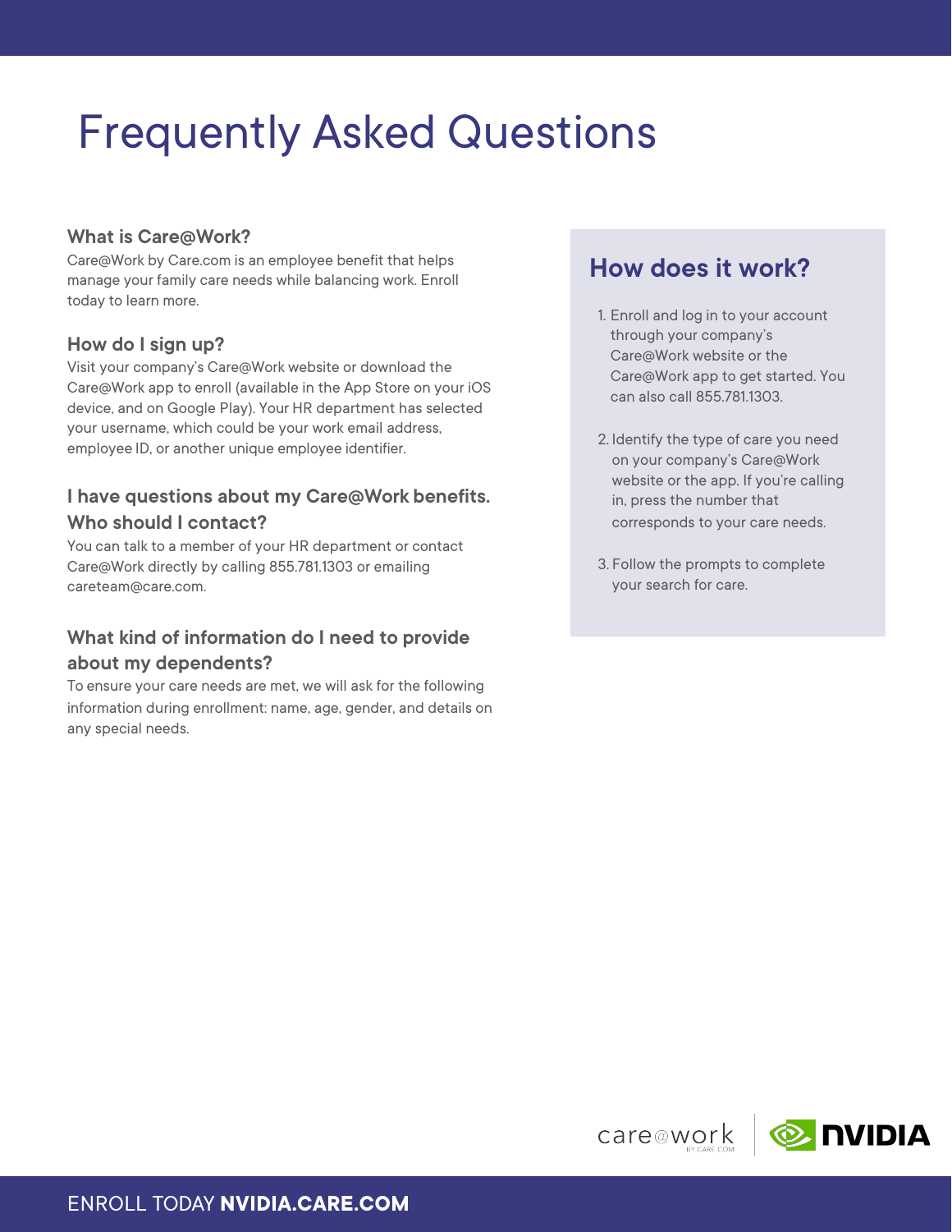# Frequently Asked Questions

### What is Care@Work?

Care@Work by Care.com is an employee benefit that helps manage your family care needs while balancing work. Enroll today to learn more.

### How do I sign up?

Visit your company's Care@Work website or download the Care@Work app to enroll (available in the App Store on your iOS device, and on Google Play). Your HR department has selected your username, which could be your work email address, employee ID, or another unique employee identifier.

### I have questions about my Care@Work benefits. Who should I contact?

You can talk to a member of your HR department or contact Care@Work directly by calling 855.781.1303 or emailing careteam@care.com.

### What kind of information do I need to provide about my dependents?

To ensure your care needs are met, we will ask for the following information during enrollment: name, age, gender, and details on any special needs.

## How does it work?

1. Enroll and log in to your account through your company's Care@Work website or the Care@Work app to get started. You can also call 855.781.1303.
2. Identify the type of care you need on your company's Care@Work website or the app. If you're calling in, press the number that corresponds to your care needs.
3. Follow the prompts to complete your search for care.

care@work BY CARE.COM | NVIDIA

ENROLL TODAY **NVIDIA.CARE.COM**